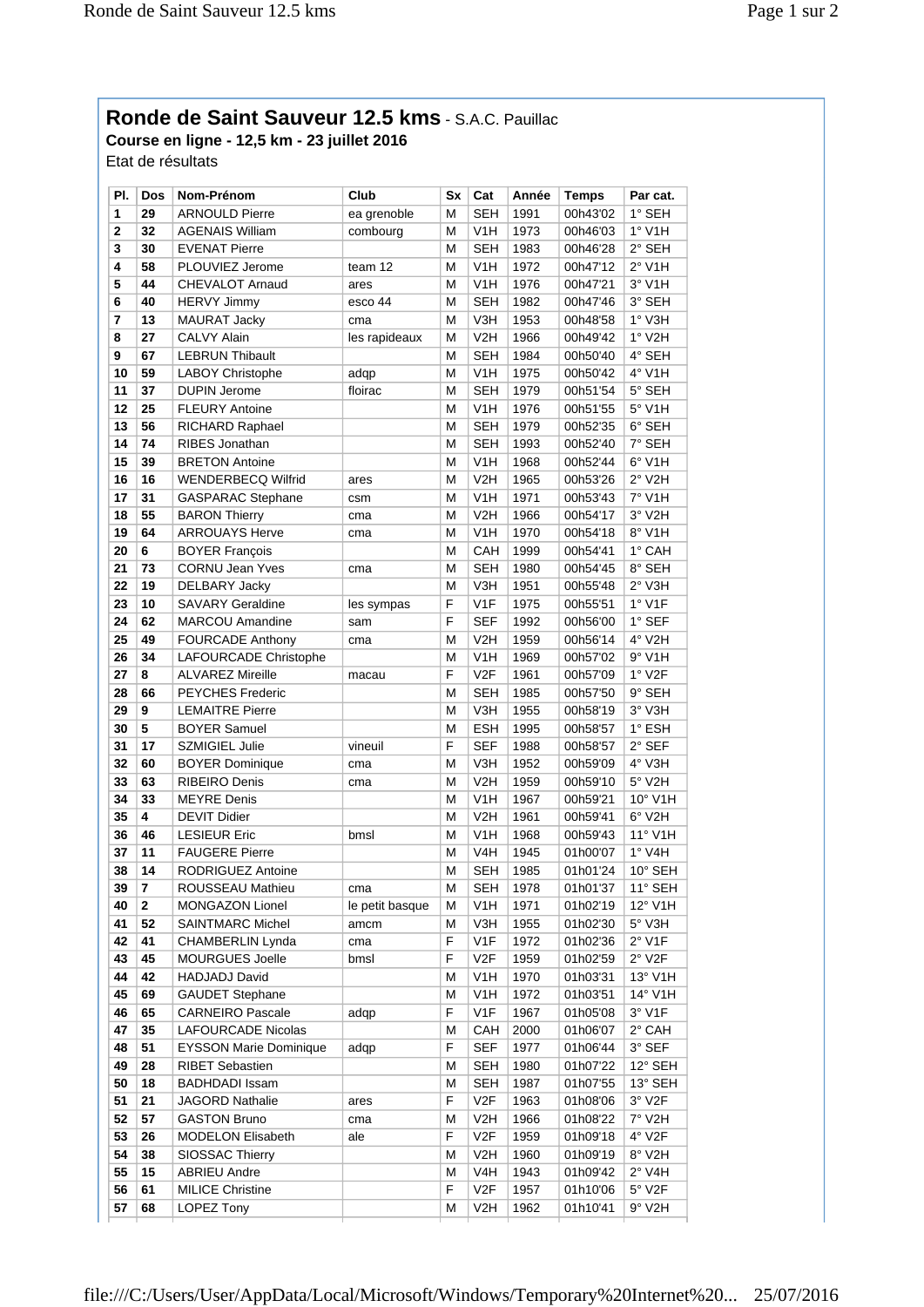# Ronde de Saint Sauveur 12.5 kms - S.A.C. Pauillac

**Course en ligne - 12,5 km - 23 juillet 2016**

Etat de résultats

| Pl. | Dos | Nom-Prénom | Club | Sx | Cat | Année | Temps | Par cat. |
|---|---|---|---|---|---|---|---|---|
| 1 | 29 | ARNOULD Pierre | ea grenoble | M | SEH | 1991 | 00h43'02 | 1° SEH |
| 2 | 32 | AGENAIS William | combourg | M | V1H | 1973 | 00h46'03 | 1° V1H |
| 3 | 30 | EVENAT Pierre | | M | SEH | 1983 | 00h46'28 | 2° SEH |
| 4 | 58 | PLOUVIEZ Jerome | team 12 | M | V1H | 1972 | 00h47'12 | 2° V1H |
| 5 | 44 | CHEVALOT Arnaud | ares | M | V1H | 1976 | 00h47'21 | 3° V1H |
| 6 | 40 | HERVY Jimmy | esco 44 | M | SEH | 1982 | 00h47'46 | 3° SEH |
| 7 | 13 | MAURAT Jacky | cma | M | V3H | 1953 | 00h48'58 | 1° V3H |
| 8 | 27 | CALVY Alain | les rapideaux | M | V2H | 1966 | 00h49'42 | 1° V2H |
| 9 | 67 | LEBRUN Thibault | | M | SEH | 1984 | 00h50'40 | 4° SEH |
| 10 | 59 | LABOY Christophe | adqp | M | V1H | 1975 | 00h50'42 | 4° V1H |
| 11 | 37 | DUPIN Jerome | floirac | M | SEH | 1979 | 00h51'54 | 5° SEH |
| 12 | 25 | FLEURY Antoine | | M | V1H | 1976 | 00h51'55 | 5° V1H |
| 13 | 56 | RICHARD Raphael | | M | SEH | 1979 | 00h52'35 | 6° SEH |
| 14 | 74 | RIBES Jonathan | | M | SEH | 1993 | 00h52'40 | 7° SEH |
| 15 | 39 | BRETON Antoine | | M | V1H | 1968 | 00h52'44 | 6° V1H |
| 16 | 16 | WENDERBECQ Wilfrid | ares | M | V2H | 1965 | 00h53'26 | 2° V2H |
| 17 | 31 | GASPARAC Stephane | csm | M | V1H | 1971 | 00h53'43 | 7° V1H |
| 18 | 55 | BARON Thierry | cma | M | V2H | 1966 | 00h54'17 | 3° V2H |
| 19 | 64 | ARROUAYS Herve | cma | M | V1H | 1970 | 00h54'18 | 8° V1H |
| 20 | 6 | BOYER François | | M | CAH | 1999 | 00h54'41 | 1° CAH |
| 21 | 73 | CORNU Jean Yves | cma | M | SEH | 1980 | 00h54'45 | 8° SEH |
| 22 | 19 | DELBARY Jacky | | M | V3H | 1951 | 00h55'48 | 2° V3H |
| 23 | 10 | SAVARY Geraldine | les sympas | F | V1F | 1975 | 00h55'51 | 1° V1F |
| 24 | 62 | MARCOU Amandine | sam | F | SEF | 1992 | 00h56'00 | 1° SEF |
| 25 | 49 | FOURCADE Anthony | cma | M | V2H | 1959 | 00h56'14 | 4° V2H |
| 26 | 34 | LAFOURCADE Christophe | | M | V1H | 1969 | 00h57'02 | 9° V1H |
| 27 | 8 | ALVAREZ Mireille | macau | F | V2F | 1961 | 00h57'09 | 1° V2F |
| 28 | 66 | PEYCHES Frederic | | M | SEH | 1985 | 00h57'50 | 9° SEH |
| 29 | 9 | LEMAITRE Pierre | | M | V3H | 1955 | 00h58'19 | 3° V3H |
| 30 | 5 | BOYER Samuel | | M | ESH | 1995 | 00h58'57 | 1° ESH |
| 31 | 17 | SZMIGIEL Julie | vineuil | F | SEF | 1988 | 00h58'57 | 2° SEF |
| 32 | 60 | BOYER Dominique | cma | M | V3H | 1952 | 00h59'09 | 4° V3H |
| 33 | 63 | RIBEIRO Denis | cma | M | V2H | 1959 | 00h59'10 | 5° V2H |
| 34 | 33 | MEYRE Denis | | M | V1H | 1967 | 00h59'21 | 10° V1H |
| 35 | 4 | DEVIT Didier | | M | V2H | 1961 | 00h59'41 | 6° V2H |
| 36 | 46 | LESIEUR Eric | bmsl | M | V1H | 1968 | 00h59'43 | 11° V1H |
| 37 | 11 | FAUGERE Pierre | | M | V4H | 1945 | 01h00'07 | 1° V4H |
| 38 | 14 | RODRIGUEZ Antoine | | M | SEH | 1985 | 01h01'24 | 10° SEH |
| 39 | 7 | ROUSSEAU Mathieu | cma | M | SEH | 1978 | 01h01'37 | 11° SEH |
| 40 | 2 | MONGAZON Lionel | le petit basque | M | V1H | 1971 | 01h02'19 | 12° V1H |
| 41 | 52 | SAINTMARC Michel | amcm | M | V3H | 1955 | 01h02'30 | 5° V3H |
| 42 | 41 | CHAMBERLIN Lynda | cma | F | V1F | 1972 | 01h02'36 | 2° V1F |
| 43 | 45 | MOURGUES Joelle | bmsl | F | V2F | 1959 | 01h02'59 | 2° V2F |
| 44 | 42 | HADJADJ David | | M | V1H | 1970 | 01h03'31 | 13° V1H |
| 45 | 69 | GAUDET Stephane | | M | V1H | 1972 | 01h03'51 | 14° V1H |
| 46 | 65 | CARNEIRO Pascale | adqp | F | V1F | 1967 | 01h05'08 | 3° V1F |
| 47 | 35 | LAFOURCADE Nicolas | | M | CAH | 2000 | 01h06'07 | 2° CAH |
| 48 | 51 | EYSSON Marie Dominique | adqp | F | SEF | 1977 | 01h06'44 | 3° SEF |
| 49 | 28 | RIBET Sebastien | | M | SEH | 1980 | 01h07'22 | 12° SEH |
| 50 | 18 | BADHDADI Issam | | M | SEH | 1987 | 01h07'55 | 13° SEH |
| 51 | 21 | JAGORD Nathalie | ares | F | V2F | 1963 | 01h08'06 | 3° V2F |
| 52 | 57 | GASTON Bruno | cma | M | V2H | 1966 | 01h08'22 | 7° V2H |
| 53 | 26 | MODELON Elisabeth | ale | F | V2F | 1959 | 01h09'18 | 4° V2F |
| 54 | 38 | SIOSSAC Thierry | | M | V2H | 1960 | 01h09'19 | 8° V2H |
| 55 | 15 | ABRIEU Andre | | M | V4H | 1943 | 01h09'42 | 2° V4H |
| 56 | 61 | MILICE Christine | | F | V2F | 1957 | 01h10'06 | 5° V2F |
| 57 | 68 | LOPEZ Tony | | M | V2H | 1962 | 01h10'41 | 9° V2H |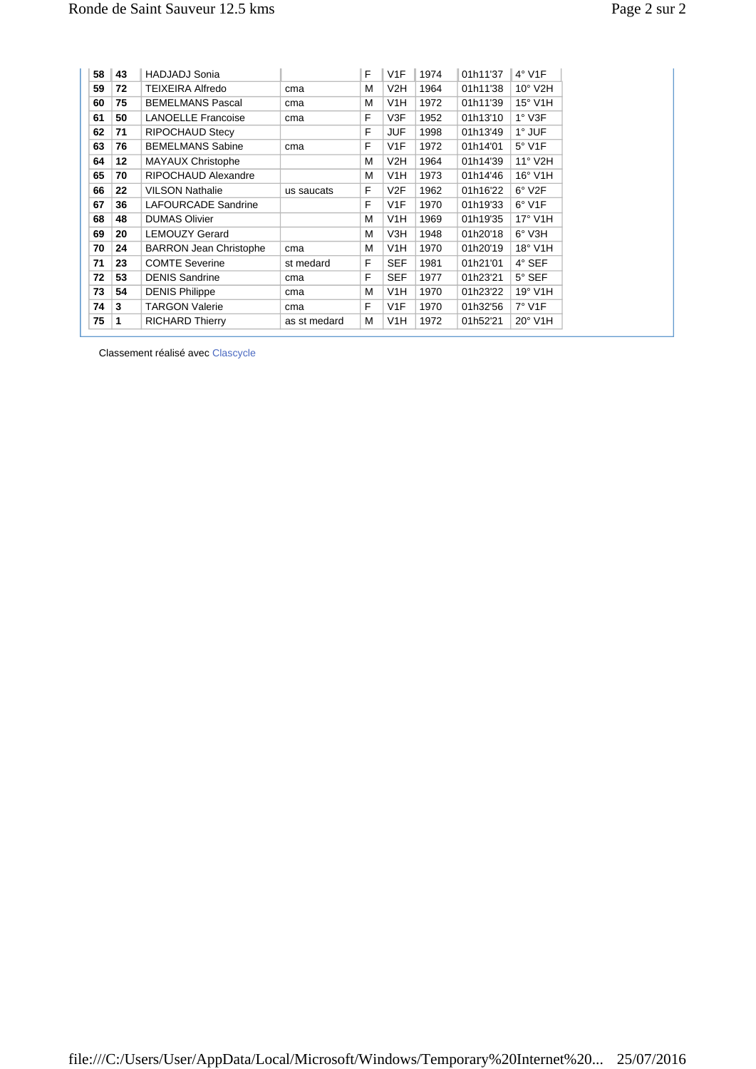| | | | | | | | | |
|---|---|---|---|---|---|---|---|---|
| **58** | **43** | HADJADJ Sonia | | F | V1F | 1974 | 01h11'37 | 4° V1F |
| **59** | **72** | TEIXEIRA Alfredo | cma | M | V2H | 1964 | 01h11'38 | 10° V2H |
| **60** | **75** | BEMELMANS Pascal | cma | M | V1H | 1972 | 01h11'39 | 15° V1H |
| **61** | **50** | LANOELLE Francoise | cma | F | V3F | 1952 | 01h13'10 | 1° V3F |
| **62** | **71** | RIPOCHAUD Stecy | | F | JUF | 1998 | 01h13'49 | 1° JUF |
| **63** | **76** | BEMELMANS Sabine | cma | F | V1F | 1972 | 01h14'01 | 5° V1F |
| **64** | **12** | MAYAUX Christophe | | M | V2H | 1964 | 01h14'39 | 11° V2H |
| **65** | **70** | RIPOCHAUD Alexandre | | M | V1H | 1973 | 01h14'46 | 16° V1H |
| **66** | **22** | VILSON Nathalie | us saucats | F | V2F | 1962 | 01h16'22 | 6° V2F |
| **67** | **36** | LAFOURCADE Sandrine | | F | V1F | 1970 | 01h19'33 | 6° V1F |
| **68** | **48** | DUMAS Olivier | | M | V1H | 1969 | 01h19'35 | 17° V1H |
| **69** | **20** | LEMOUZY Gerard | | M | V3H | 1948 | 01h20'18 | 6° V3H |
| **70** | **24** | BARRON Jean Christophe | cma | M | V1H | 1970 | 01h20'19 | 18° V1H |
| **71** | **23** | COMTE Severine | st medard | F | SEF | 1981 | 01h21'01 | 4° SEF |
| **72** | **53** | DENIS Sandrine | cma | F | SEF | 1977 | 01h23'21 | 5° SEF |
| **73** | **54** | DENIS Philippe | cma | M | V1H | 1970 | 01h23'22 | 19° V1H |
| **74** | **3** | TARGON Valerie | cma | F | V1F | 1970 | 01h32'56 | 7° V1F |
| **75** | **1** | RICHARD Thierry | as st medard | M | V1H | 1972 | 01h52'21 | 20° V1H |

Classement réalisé avec Clascycle